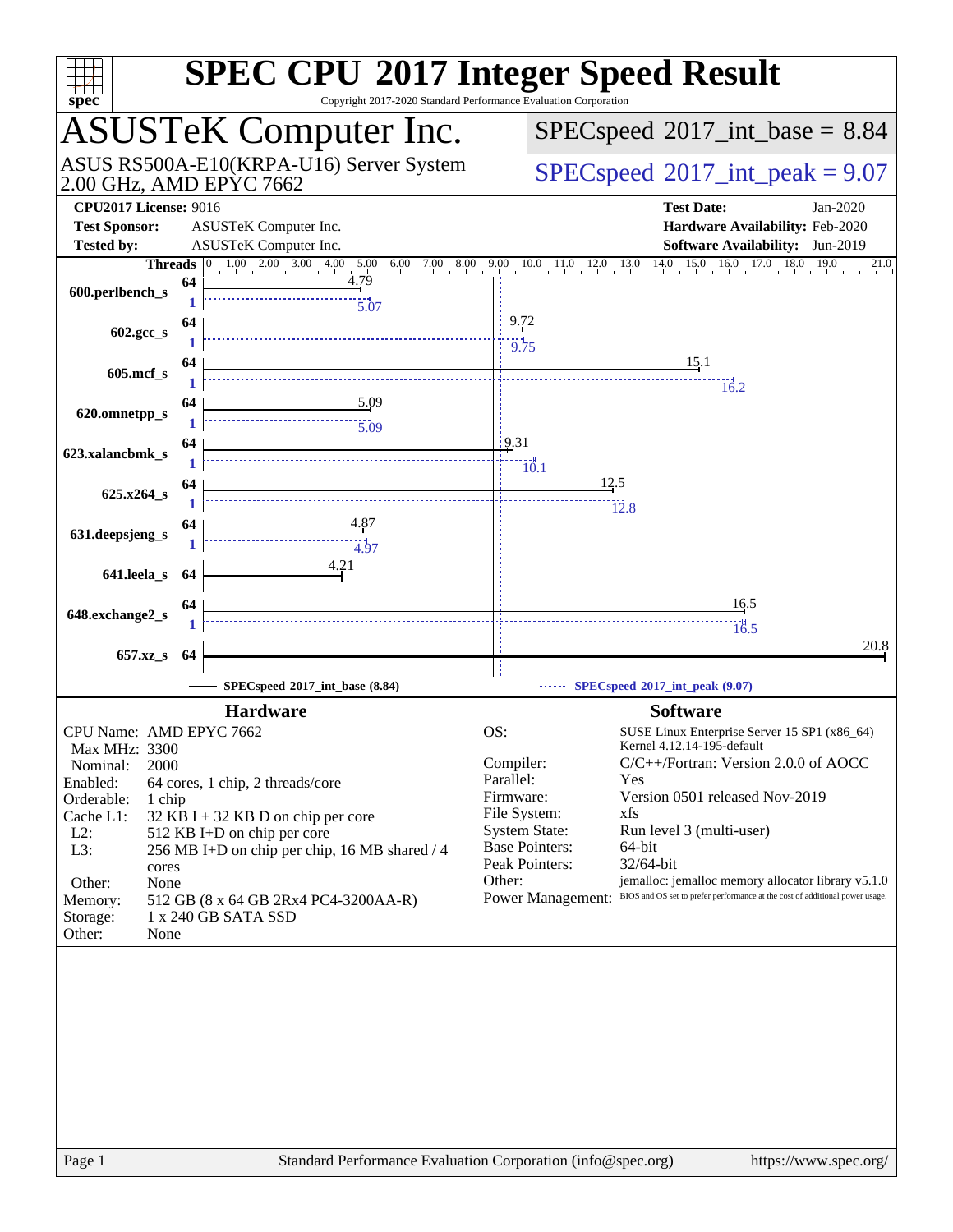# SPEC CPU 2017 Integer Speed Result

Copyright 2017-2020 Standard Performance Evaluation Corporation

## ASUSTeK Computer Inc.

ASUS RS500A-E10(KRPA-U16) Server System
2.00 GHz, AMD EPYC 7662

SPECspeed 2017_int_base = 8.84

SPECspeed 2017_int_peak = 9.07

| | | | |
|---|---|---|---|
| **CPU2017 License:** | 9016 | **Test Date:** | Jan-2020 |
| **Test Sponsor:** | ASUSTeK Computer Inc. | **Hardware Availability:** | Feb-2020 |
| **Tested by:** | ASUSTeK Computer Inc. | **Software Availability:** | Jun-2019 |

| Benchmark | Base Threads | Base | Peak Threads | Peak |
|---|---|---|---|---|
| 600.perlbench_s | 64 | 4.79 | 1 | 5.07 |
| 602.gcc_s | 64 | 9.72 | 1 | 9.75 |
| 605.mcf_s | 64 | 15.1 | 1 | 16.2 |
| 620.omnetpp_s | 64 | 5.09 | 1 | 5.09 |
| 623.xalancbmk_s | 64 | 9.31 | 1 | 10.1 |
| 625.x264_s | 64 | 12.5 | 1 | 12.8 |
| 631.deepsjeng_s | 64 | 4.87 | 1 | 4.97 |
| 641.leela_s | 64 | 4.21 | | |
| 648.exchange2_s | 64 | 16.5 | 1 | 16.5 |
| 657.xz_s | 64 | 20.8 | | |

SPECspeed 2017_int_base (8.84) — SPECspeed 2017_int_peak (9.07)

### Hardware

| | |
|---|---|
| CPU Name: | AMD EPYC 7662 |
| Max MHz: | 3300 |
| Nominal: | 2000 |
| Enabled: | 64 cores, 1 chip, 2 threads/core |
| Orderable: | 1 chip |
| Cache L1: | 32 KB I + 32 KB D on chip per core |
| L2: | 512 KB I+D on chip per core |
| L3: | 256 MB I+D on chip per chip, 16 MB shared / 4 cores |
| Other: | None |
| Memory: | 512 GB (8 x 64 GB 2Rx4 PC4-3200AA-R) |
| Storage: | 1 x 240 GB SATA SSD |
| Other: | None |

### Software

| | |
|---|---|
| OS: | SUSE Linux Enterprise Server 15 SP1 (x86_64) Kernel 4.12.14-195-default |
| Compiler: | C/C++/Fortran: Version 2.0.0 of AOCC |
| Parallel: | Yes |
| Firmware: | Version 0501 released Nov-2019 |
| File System: | xfs |
| System State: | Run level 3 (multi-user) |
| Base Pointers: | 64-bit |
| Peak Pointers: | 32/64-bit |
| Other: | jemalloc: jemalloc memory allocator library v5.1.0 |
| Power Management: | BIOS and OS set to prefer performance at the cost of additional power usage. |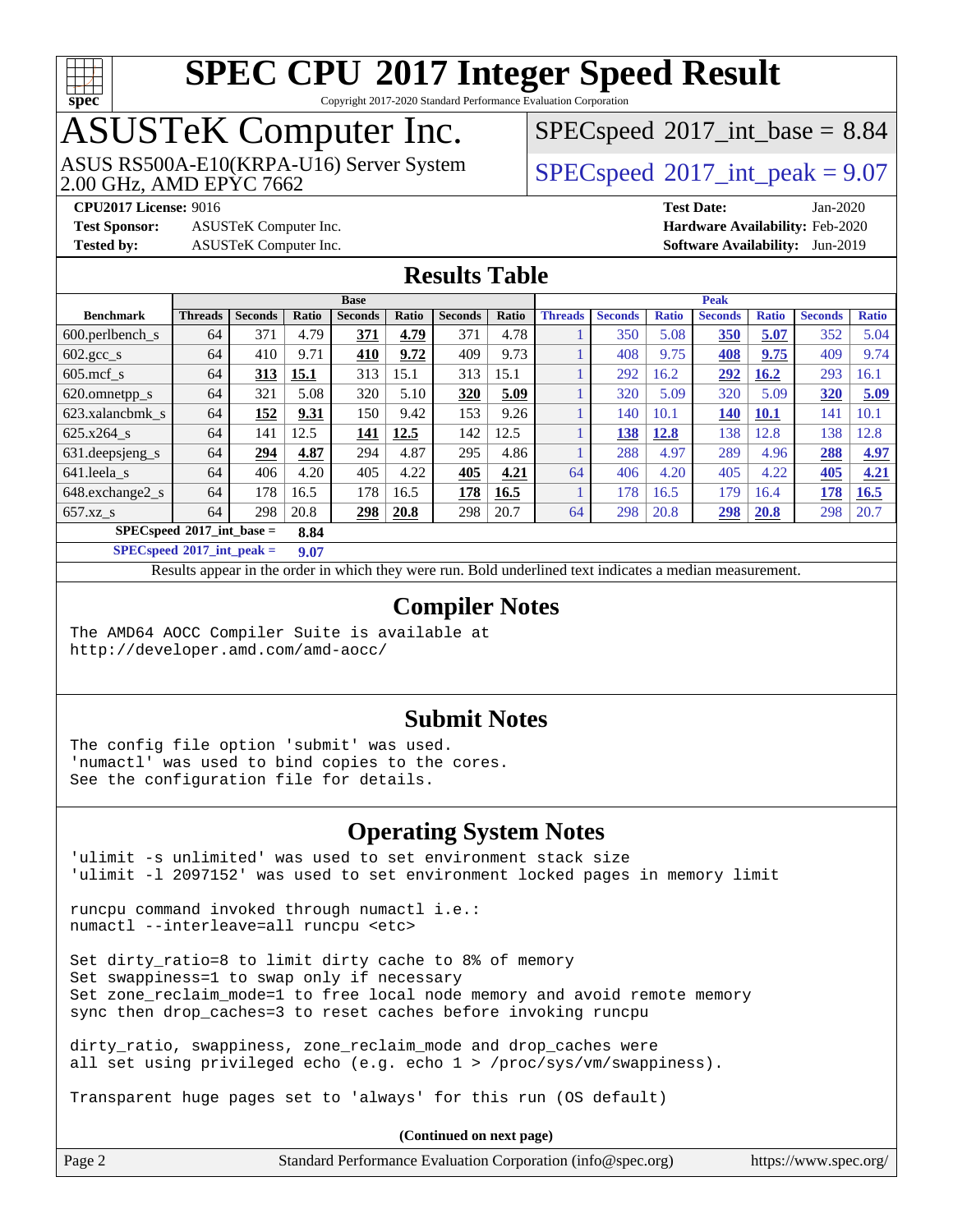# SPEC CPU 2017 Integer Speed Result

Copyright 2017-2020 Standard Performance Evaluation Corporation

## ASUSTeK Computer Inc.

ASUS RS500A-E10(KRPA-U16) Server System
2.00 GHz, AMD EPYC 7662

SPECspeed 2017_int_base = 8.84

SPECspeed 2017_int_peak = 9.07

**CPU2017 License:** 9016
**Test Sponsor:** ASUSTeK Computer Inc.
**Tested by:** ASUSTeK Computer Inc.

**Test Date:** Jan-2020
**Hardware Availability:** Feb-2020
**Software Availability:** Jun-2019

## Results Table

| Benchmark | Base | | | | | | | Peak | | | | | | |
|---|---|---|---|---|---|---|---|---|---|---|---|---|---|---|
| | Threads | Seconds | Ratio | Seconds | Ratio | Seconds | Ratio | Threads | Seconds | Ratio | Seconds | Ratio | Seconds | Ratio |
| 600.perlbench_s | 64 | 371 | 4.79 | **371** | **4.79** | 371 | 4.78 | 1 | 350 | 5.08 | **350** | **5.07** | 352 | 5.04 |
| 602.gcc_s | 64 | 410 | 9.71 | **410** | **9.72** | 409 | 9.73 | 1 | 408 | 9.75 | **408** | **9.75** | 409 | 9.74 |
| 605.mcf_s | 64 | **313** | **15.1** | 313 | 15.1 | 313 | 15.1 | 1 | 292 | 16.2 | **292** | **16.2** | 293 | 16.1 |
| 620.omnetpp_s | 64 | 321 | 5.08 | 320 | 5.10 | **320** | **5.09** | 1 | 320 | 5.09 | 320 | 5.09 | **320** | **5.09** |
| 623.xalancbmk_s | 64 | **152** | **9.31** | 150 | 9.42 | 153 | 9.26 | 1 | 140 | 10.1 | **140** | **10.1** | 141 | 10.1 |
| 625.x264_s | 64 | 141 | 12.5 | **141** | **12.5** | 142 | 12.5 | 1 | **138** | **12.8** | 138 | 12.8 | 138 | 12.8 |
| 631.deepsjeng_s | 64 | **294** | **4.87** | 294 | 4.87 | 295 | 4.86 | 1 | 288 | 4.97 | 289 | 4.96 | **288** | **4.97** |
| 641.leela_s | 64 | 406 | 4.20 | 405 | 4.22 | **405** | **4.21** | 64 | 406 | 4.20 | 405 | 4.22 | **405** | **4.21** |
| 648.exchange2_s | 64 | 178 | 16.5 | 178 | 16.5 | **178** | **16.5** | 1 | 178 | 16.5 | 179 | 16.4 | **178** | **16.5** |
| 657.xz_s | 64 | 298 | 20.8 | **298** | **20.8** | 298 | 20.7 | 64 | 298 | 20.8 | **298** | **20.8** | 298 | 20.7 |

**SPECspeed 2017_int_base = 8.84**

**SPECspeed 2017_int_peak = 9.07**

Results appear in the order in which they were run. Bold underlined text indicates a median measurement.

## Compiler Notes

```
The AMD64 AOCC Compiler Suite is available at
http://developer.amd.com/amd-aocc/
```

## Submit Notes

```
The config file option 'submit' was used.
'numactl' was used to bind copies to the cores.
See the configuration file for details.
```

## Operating System Notes

```
'ulimit -s unlimited' was used to set environment stack size
'ulimit -l 2097152' was used to set environment locked pages in memory limit

runcpu command invoked through numactl i.e.:
numactl --interleave=all runcpu <etc>

Set dirty_ratio=8 to limit dirty cache to 8% of memory
Set swappiness=1 to swap only if necessary
Set zone_reclaim_mode=1 to free local node memory and avoid remote memory
sync then drop_caches=3 to reset caches before invoking runcpu

dirty_ratio, swappiness, zone_reclaim_mode and drop_caches were
all set using privileged echo (e.g. echo 1 > /proc/sys/vm/swappiness).

Transparent huge pages set to 'always' for this run (OS default)
```

**(Continued on next page)**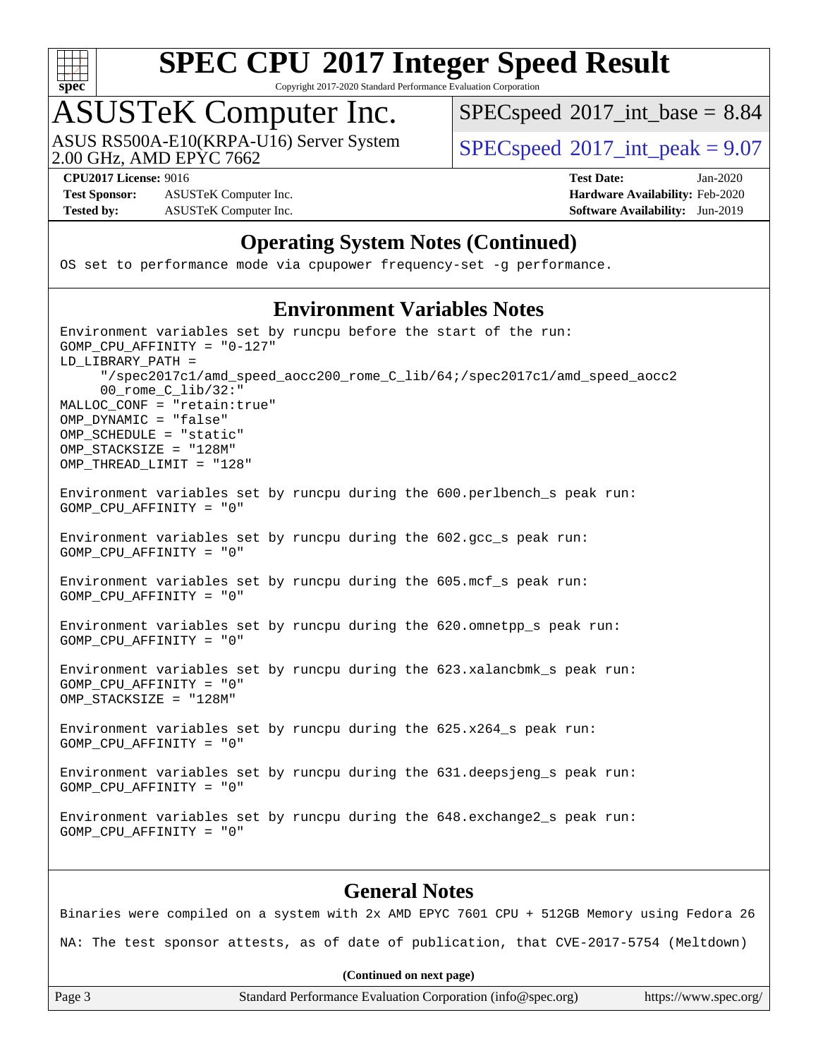## Operating System Notes (Continued)

```
OS set to performance mode via cpupower frequency-set -g performance.
```

## Environment Variables Notes

```
Environment variables set by runcpu before the start of the run:
GOMP_CPU_AFFINITY = "0-127"
LD_LIBRARY_PATH =
     "/spec2017c1/amd_speed_aocc200_rome_C_lib/64;/spec2017c1/amd_speed_aocc2
     00_rome_C_lib/32:"
MALLOC_CONF = "retain:true"
OMP_DYNAMIC = "false"
OMP_SCHEDULE = "static"
OMP_STACKSIZE = "128M"
OMP_THREAD_LIMIT = "128"

Environment variables set by runcpu during the 600.perlbench_s peak run:
GOMP_CPU_AFFINITY = "0"

Environment variables set by runcpu during the 602.gcc_s peak run:
GOMP_CPU_AFFINITY = "0"

Environment variables set by runcpu during the 605.mcf_s peak run:
GOMP_CPU_AFFINITY = "0"

Environment variables set by runcpu during the 620.omnetpp_s peak run:
GOMP_CPU_AFFINITY = "0"

Environment variables set by runcpu during the 623.xalancbmk_s peak run:
GOMP_CPU_AFFINITY = "0"
OMP_STACKSIZE = "128M"

Environment variables set by runcpu during the 625.x264_s peak run:
GOMP_CPU_AFFINITY = "0"

Environment variables set by runcpu during the 631.deepsjeng_s peak run:
GOMP_CPU_AFFINITY = "0"

Environment variables set by runcpu during the 648.exchange2_s peak run:
GOMP_CPU_AFFINITY = "0"
```

## General Notes

```
Binaries were compiled on a system with 2x AMD EPYC 7601 CPU + 512GB Memory using Fedora 26

NA: The test sponsor attests, as of date of publication, that CVE-2017-5754 (Meltdown)
```

**(Continued on next page)**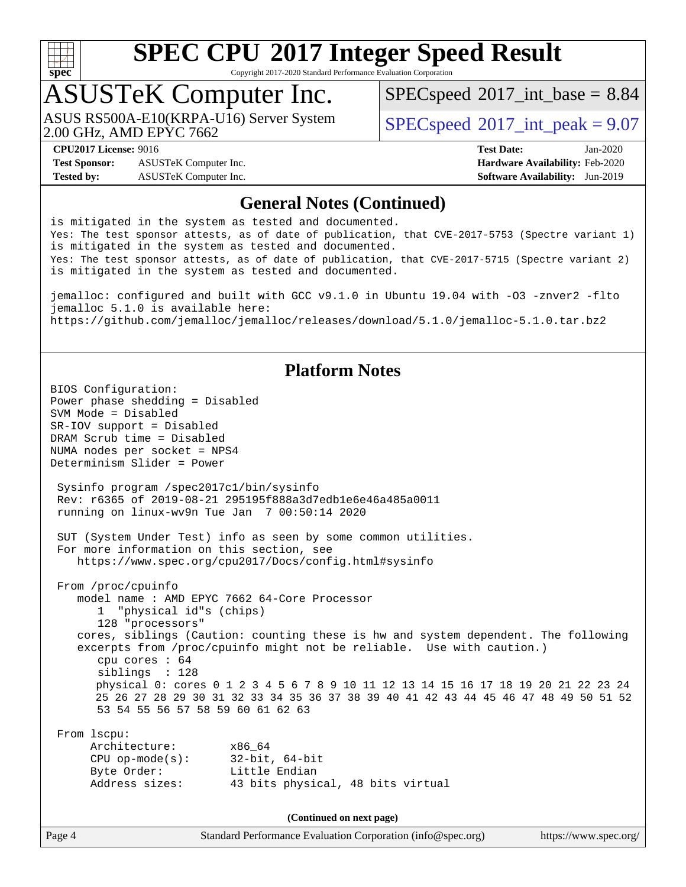## General Notes (Continued)

```
is mitigated in the system as tested and documented.
Yes: The test sponsor attests, as of date of publication, that CVE-2017-5753 (Spectre variant 1)
is mitigated in the system as tested and documented.
Yes: The test sponsor attests, as of date of publication, that CVE-2017-5715 (Spectre variant 2)
is mitigated in the system as tested and documented.

jemalloc: configured and built with GCC v9.1.0 in Ubuntu 19.04 with -O3 -znver2 -flto
jemalloc 5.1.0 is available here:
https://github.com/jemalloc/jemalloc/releases/download/5.1.0/jemalloc-5.1.0.tar.bz2
```

## Platform Notes

```
BIOS Configuration:
Power phase shedding = Disabled
SVM Mode = Disabled
SR-IOV support = Disabled
DRAM Scrub time = Disabled
NUMA nodes per socket = NPS4
Determinism Slider = Power

 Sysinfo program /spec2017c1/bin/sysinfo
 Rev: r6365 of 2019-08-21 295195f888a3d7edb1e6e46a485a0011
 running on linux-wv9n Tue Jan  7 00:50:14 2020

 SUT (System Under Test) info as seen by some common utilities.
 For more information on this section, see
    https://www.spec.org/cpu2017/Docs/config.html#sysinfo

 From /proc/cpuinfo
    model name : AMD EPYC 7662 64-Core Processor
       1  "physical id"s (chips)
       128 "processors"
    cores, siblings (Caution: counting these is hw and system dependent. The following
    excerpts from /proc/cpuinfo might not be reliable.  Use with caution.)
       cpu cores : 64
       siblings  : 128
       physical 0: cores 0 1 2 3 4 5 6 7 8 9 10 11 12 13 14 15 16 17 18 19 20 21 22 23 24
       25 26 27 28 29 30 31 32 33 34 35 36 37 38 39 40 41 42 43 44 45 46 47 48 49 50 51 52
       53 54 55 56 57 58 59 60 61 62 63

 From lscpu:
      Architecture:        x86_64
      CPU op-mode(s):      32-bit, 64-bit
      Byte Order:          Little Endian
      Address sizes:       43 bits physical, 48 bits virtual
```

**(Continued on next page)**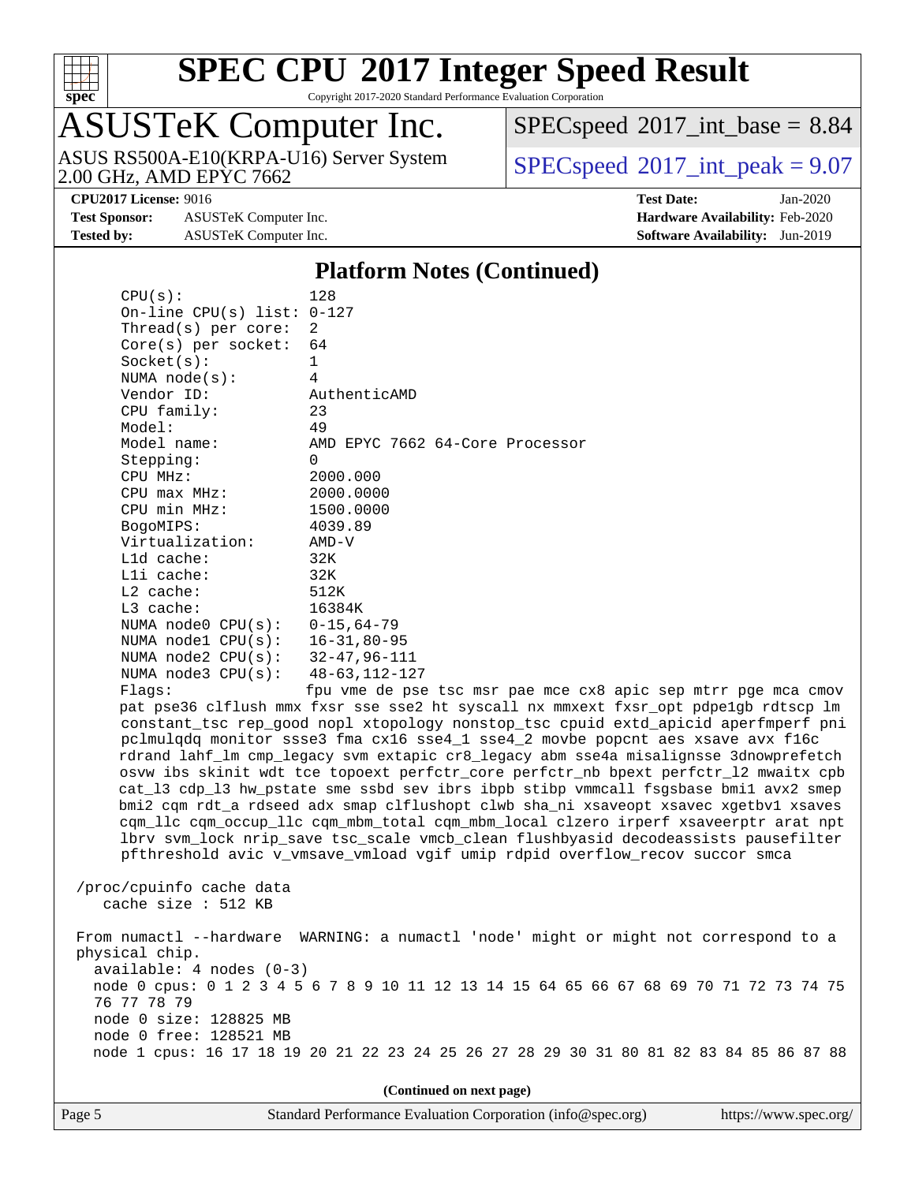# SPEC CPU 2017 Integer Speed Result

Copyright 2017-2020 Standard Performance Evaluation Corporation

## ASUSTeK Computer Inc.

ASUS RS500A-E10(KRPA-U16) Server System
2.00 GHz, AMD EPYC 7662

SPECspeed 2017_int_base = 8.84

SPECspeed 2017_int_peak = 9.07

**CPU2017 License:** 9016
**Test Sponsor:** ASUSTeK Computer Inc.
**Tested by:** ASUSTeK Computer Inc.

**Test Date:** Jan-2020
**Hardware Availability:** Feb-2020
**Software Availability:** Jun-2019

### Platform Notes (Continued)

```
CPU(s):                128
On-line CPU(s) list:   0-127
Thread(s) per core:    2
Core(s) per socket:    64
Socket(s):             1
NUMA node(s):          4
Vendor ID:             AuthenticAMD
CPU family:            23
Model:                 49
Model name:            AMD EPYC 7662 64-Core Processor
Stepping:              0
CPU MHz:               2000.000
CPU max MHz:           2000.0000
CPU min MHz:           1500.0000
BogoMIPS:              4039.89
Virtualization:        AMD-V
L1d cache:             32K
L1i cache:             32K
L2 cache:              512K
L3 cache:              16384K
NUMA node0 CPU(s):     0-15,64-79
NUMA node1 CPU(s):     16-31,80-95
NUMA node2 CPU(s):     32-47,96-111
NUMA node3 CPU(s):     48-63,112-127
Flags:                 fpu vme de pse tsc msr pae mce cx8 apic sep mtrr pge mca cmov
pat pse36 clflush mmx fxsr sse sse2 ht syscall nx mmxext fxsr_opt pdpe1gb rdtscp lm
constant_tsc rep_good nopl xtopology nonstop_tsc cpuid extd_apicid aperfmperf pni
pclmulqdq monitor ssse3 fma cx16 sse4_1 sse4_2 movbe popcnt aes xsave avx f16c
rdrand lahf_lm cmp_legacy svm extapic cr8_legacy abm sse4a misalignsse 3dnowprefetch
osvw ibs skinit wdt tce topoext perfctr_core perfctr_nb bpext perfctr_l2 mwaitx cpb
cat_l3 cdp_l3 hw_pstate sme ssbd sev ibrs ibpb stibp vmmcall fsgsbase bmi1 avx2 smep
bmi2 cqm rdt_a rdseed adx smap clflushopt clwb sha_ni xsaveopt xsavec xgetbv1 xsaves
cqm_llc cqm_occup_llc cqm_mbm_total cqm_mbm_local clzero irperf xsaveerptr arat npt
lbrv svm_lock nrip_save tsc_scale vmcb_clean flushbyasid decodeassists pausefilter
pfthreshold avic v_vmsave_vmload vgif umip rdpid overflow_recov succor smca

/proc/cpuinfo cache data
   cache size : 512 KB

From numactl --hardware  WARNING: a numactl 'node' might or might not correspond to a
physical chip.
  available: 4 nodes (0-3)
  node 0 cpus: 0 1 2 3 4 5 6 7 8 9 10 11 12 13 14 15 64 65 66 67 68 69 70 71 72 73 74 75
  76 77 78 79
  node 0 size: 128825 MB
  node 0 free: 128521 MB
  node 1 cpus: 16 17 18 19 20 21 22 23 24 25 26 27 28 29 30 31 80 81 82 83 84 85 86 87 88
```

(Continued on next page)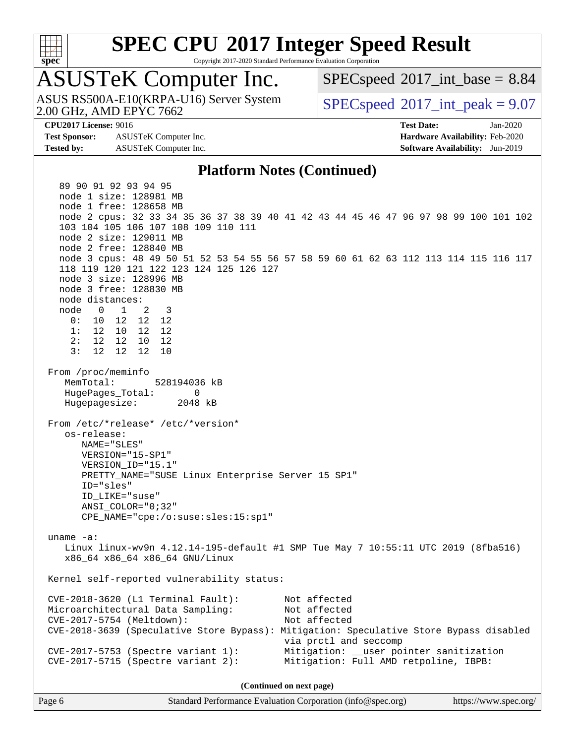# SPEC CPU 2017 Integer Speed Result

Copyright 2017-2020 Standard Performance Evaluation Corporation

## ASUSTeK Computer Inc.

ASUS RS500A-E10(KRPA-U16) Server System
2.00 GHz, AMD EPYC 7662

SPECspeed 2017_int_base = 8.84

SPECspeed 2017_int_peak = 9.07

**CPU2017 License:** 9016
**Test Sponsor:** ASUSTeK Computer Inc.
**Tested by:** ASUSTeK Computer Inc.

**Test Date:** Jan-2020
**Hardware Availability:** Feb-2020
**Software Availability:** Jun-2019

### Platform Notes (Continued)

```
    89 90 91 92 93 94 95
    node 1 size: 128981 MB
    node 1 free: 128658 MB
    node 2 cpus: 32 33 34 35 36 37 38 39 40 41 42 43 44 45 46 47 96 97 98 99 100 101 102
    103 104 105 106 107 108 109 110 111
    node 2 size: 129011 MB
    node 2 free: 128840 MB
    node 3 cpus: 48 49 50 51 52 53 54 55 56 57 58 59 60 61 62 63 112 113 114 115 116 117
    118 119 120 121 122 123 124 125 126 127
    node 3 size: 128996 MB
    node 3 free: 128830 MB
    node distances:
    node   0   1   2   3
      0:  10  12  12  12
      1:  12  10  12  12
      2:  12  12  10  12
      3:  12  12  12  10

 From /proc/meminfo
    MemTotal:        528194036 kB
    HugePages_Total:       0
    Hugepagesize:       2048 kB

 From /etc/*release* /etc/*version*
    os-release:
       NAME="SLES"
       VERSION="15-SP1"
       VERSION_ID="15.1"
       PRETTY_NAME="SUSE Linux Enterprise Server 15 SP1"
       ID="sles"
       ID_LIKE="suse"
       ANSI_COLOR="0;32"
       CPE_NAME="cpe:/o:suse:sles:15:sp1"

 uname -a:
    Linux linux-wv9n 4.12.14-195-default #1 SMP Tue May 7 10:55:11 UTC 2019 (8fba516)
    x86_64 x86_64 x86_64 GNU/Linux

 Kernel self-reported vulnerability status:

 CVE-2018-3620 (L1 Terminal Fault):         Not affected
 Microarchitectural Data Sampling:          Not affected
 CVE-2017-5754 (Meltdown):                  Not affected
 CVE-2018-3639 (Speculative Store Bypass): Mitigation: Speculative Store Bypass disabled
                                            via prctl and seccomp
 CVE-2017-5753 (Spectre variant 1):        Mitigation: __user pointer sanitization
 CVE-2017-5715 (Spectre variant 2):        Mitigation: Full AMD retpoline, IBPB:
```

(Continued on next page)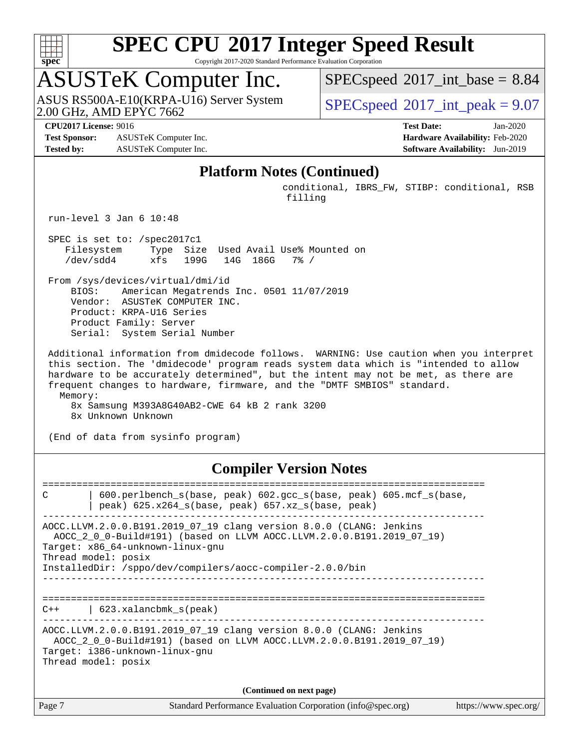# SPEC CPU 2017 Integer Speed Result

Copyright 2017-2020 Standard Performance Evaluation Corporation

## ASUSTeK Computer Inc.

ASUS RS500A-E10(KRPA-U16) Server System
2.00 GHz, AMD EPYC 7662

SPECspeed 2017_int_base = 8.84

SPECspeed 2017_int_peak = 9.07

**CPU2017 License:** 9016
**Test Sponsor:** ASUSTeK Computer Inc.
**Tested by:** ASUSTeK Computer Inc.

**Test Date:** Jan-2020
**Hardware Availability:** Feb-2020
**Software Availability:** Jun-2019

### Platform Notes (Continued)

```
                                               conditional, IBRS_FW, STIBP: conditional, RSB
                                                filling

 run-level 3 Jan 6 10:48

 SPEC is set to: /spec2017c1
    Filesystem     Type  Size  Used Avail Use% Mounted on
    /dev/sdd4      xfs   199G   14G  186G   7% /

 From /sys/devices/virtual/dmi/id
     BIOS:    American Megatrends Inc. 0501 11/07/2019
     Vendor:  ASUSTeK COMPUTER INC.
     Product: KRPA-U16 Series
     Product Family: Server
     Serial:  System Serial Number

 Additional information from dmidecode follows.  WARNING: Use caution when you interpret
 this section. The 'dmidecode' program reads system data which is "intended to allow
 hardware to be accurately determined", but the intent may not be met, as there are
 frequent changes to hardware, firmware, and the "DMTF SMBIOS" standard.
   Memory:
     8x Samsung M393A8G40AB2-CWE 64 kB 2 rank 3200
     8x Unknown Unknown

 (End of data from sysinfo program)
```

### Compiler Version Notes

```
==============================================================================
C        | 600.perlbench_s(base, peak) 602.gcc_s(base, peak) 605.mcf_s(base,
         | peak) 625.x264_s(base, peak) 657.xz_s(base, peak)
------------------------------------------------------------------------------
AOCC.LLVM.2.0.0.B191.2019_07_19 clang version 8.0.0 (CLANG: Jenkins
  AOCC_2_0_0-Build#191) (based on LLVM AOCC.LLVM.2.0.0.B191.2019_07_19)
Target: x86_64-unknown-linux-gnu
Thread model: posix
InstalledDir: /sppo/dev/compilers/aocc-compiler-2.0.0/bin
------------------------------------------------------------------------------

==============================================================================
C++      | 623.xalancbmk_s(peak)
------------------------------------------------------------------------------
AOCC.LLVM.2.0.0.B191.2019_07_19 clang version 8.0.0 (CLANG: Jenkins
  AOCC_2_0_0-Build#191) (based on LLVM AOCC.LLVM.2.0.0.B191.2019_07_19)
Target: i386-unknown-linux-gnu
Thread model: posix
```

**(Continued on next page)**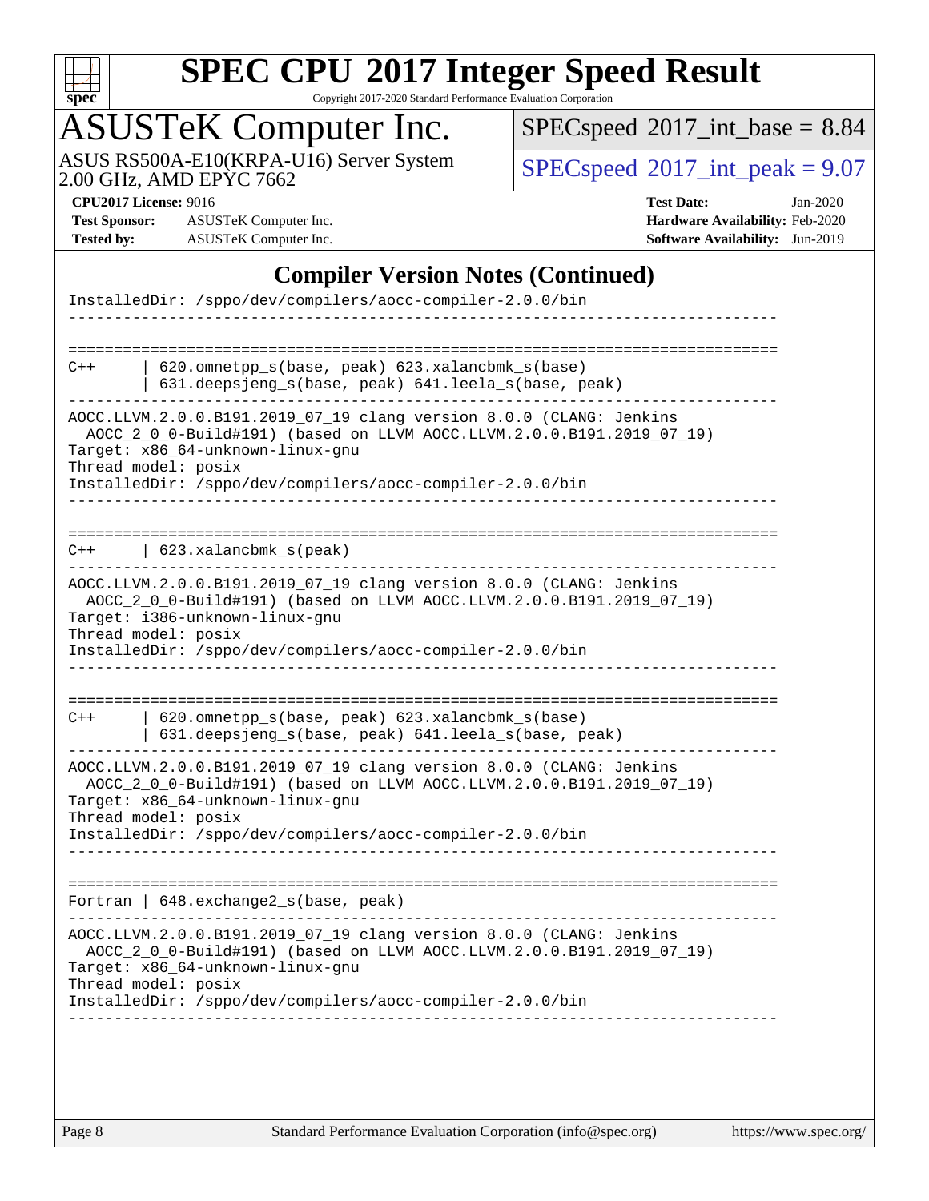# SPEC CPU 2017 Integer Speed Result

Copyright 2017-2020 Standard Performance Evaluation Corporation

## ASUSTeK Computer Inc.

ASUS RS500A-E10(KRPA-U16) Server System
2.00 GHz, AMD EPYC 7662

SPECspeed 2017_int_base = 8.84

SPECspeed 2017_int_peak = 9.07

**CPU2017 License:** 9016
**Test Sponsor:** ASUSTeK Computer Inc.
**Tested by:** ASUSTeK Computer Inc.

**Test Date:** Jan-2020
**Hardware Availability:** Feb-2020
**Software Availability:** Jun-2019

## Compiler Version Notes (Continued)

```
InstalledDir: /sppo/dev/compilers/aocc-compiler-2.0.0/bin
------------------------------------------------------------------------------

==============================================================================
C++      | 620.omnetpp_s(base, peak) 623.xalancbmk_s(base)
         | 631.deepsjeng_s(base, peak) 641.leela_s(base, peak)
------------------------------------------------------------------------------
AOCC.LLVM.2.0.0.B191.2019_07_19 clang version 8.0.0 (CLANG: Jenkins
  AOCC_2_0_0-Build#191) (based on LLVM AOCC.LLVM.2.0.0.B191.2019_07_19)
Target: x86_64-unknown-linux-gnu
Thread model: posix
InstalledDir: /sppo/dev/compilers/aocc-compiler-2.0.0/bin
------------------------------------------------------------------------------

==============================================================================
C++      | 623.xalancbmk_s(peak)
------------------------------------------------------------------------------
AOCC.LLVM.2.0.0.B191.2019_07_19 clang version 8.0.0 (CLANG: Jenkins
  AOCC_2_0_0-Build#191) (based on LLVM AOCC.LLVM.2.0.0.B191.2019_07_19)
Target: i386-unknown-linux-gnu
Thread model: posix
InstalledDir: /sppo/dev/compilers/aocc-compiler-2.0.0/bin
------------------------------------------------------------------------------

==============================================================================
C++      | 620.omnetpp_s(base, peak) 623.xalancbmk_s(base)
         | 631.deepsjeng_s(base, peak) 641.leela_s(base, peak)
------------------------------------------------------------------------------
AOCC.LLVM.2.0.0.B191.2019_07_19 clang version 8.0.0 (CLANG: Jenkins
  AOCC_2_0_0-Build#191) (based on LLVM AOCC.LLVM.2.0.0.B191.2019_07_19)
Target: x86_64-unknown-linux-gnu
Thread model: posix
InstalledDir: /sppo/dev/compilers/aocc-compiler-2.0.0/bin
------------------------------------------------------------------------------

==============================================================================
Fortran | 648.exchange2_s(base, peak)
------------------------------------------------------------------------------
AOCC.LLVM.2.0.0.B191.2019_07_19 clang version 8.0.0 (CLANG: Jenkins
  AOCC_2_0_0-Build#191) (based on LLVM AOCC.LLVM.2.0.0.B191.2019_07_19)
Target: x86_64-unknown-linux-gnu
Thread model: posix
InstalledDir: /sppo/dev/compilers/aocc-compiler-2.0.0/bin
------------------------------------------------------------------------------
```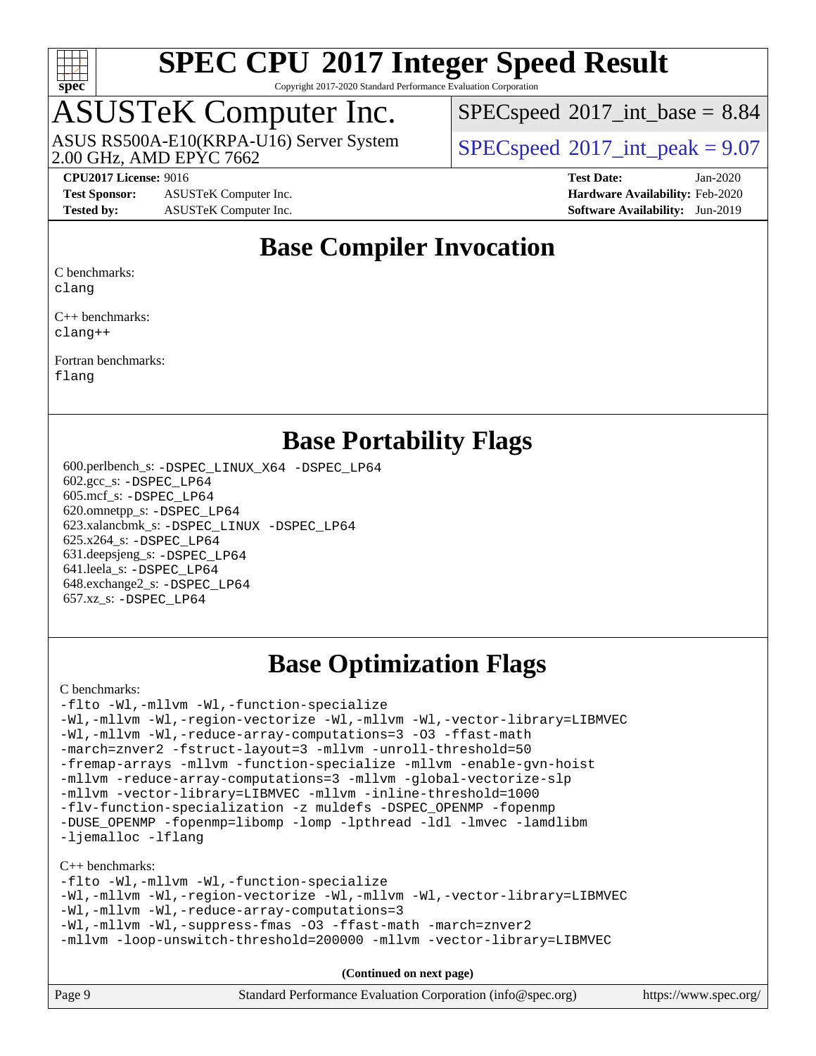# SPEC CPU 2017 Integer Speed Result

Copyright 2017-2020 Standard Performance Evaluation Corporation

## ASUSTeK Computer Inc.

ASUS RS500A-E10(KRPA-U16) Server System
2.00 GHz, AMD EPYC 7662

SPECspeed 2017_int_base = 8.84

SPECspeed 2017_int_peak = 9.07

**CPU2017 License:** 9016
**Test Sponsor:** ASUSTeK Computer Inc.
**Tested by:** ASUSTeK Computer Inc.

**Test Date:** Jan-2020
**Hardware Availability:** Feb-2020
**Software Availability:** Jun-2019

## Base Compiler Invocation

C benchmarks:
clang

C++ benchmarks:
clang++

Fortran benchmarks:
flang

## Base Portability Flags

600.perlbench_s: -DSPEC_LINUX_X64 -DSPEC_LP64
602.gcc_s: -DSPEC_LP64
605.mcf_s: -DSPEC_LP64
620.omnetpp_s: -DSPEC_LP64
623.xalancbmk_s: -DSPEC_LINUX -DSPEC_LP64
625.x264_s: -DSPEC_LP64
631.deepsjeng_s: -DSPEC_LP64
641.leela_s: -DSPEC_LP64
648.exchange2_s: -DSPEC_LP64
657.xz_s: -DSPEC_LP64

## Base Optimization Flags

C benchmarks:

```
-flto -Wl,-mllvm -Wl,-function-specialize
-Wl,-mllvm -Wl,-region-vectorize -Wl,-mllvm -Wl,-vector-library=LIBMVEC
-Wl,-mllvm -Wl,-reduce-array-computations=3 -O3 -ffast-math
-march=znver2 -fstruct-layout=3 -mllvm -unroll-threshold=50
-fremap-arrays -mllvm -function-specialize -mllvm -enable-gvn-hoist
-mllvm -reduce-array-computations=3 -mllvm -global-vectorize-slp
-mllvm -vector-library=LIBMVEC -mllvm -inline-threshold=1000
-flv-function-specialization -z muldefs -DSPEC_OPENMP -fopenmp
-DUSE_OPENMP -fopenmp=libomp -lomp -lpthread -ldl -lmvec -lamdlibm
-ljemalloc -lflang
```

C++ benchmarks:

```
-flto -Wl,-mllvm -Wl,-function-specialize
-Wl,-mllvm -Wl,-region-vectorize -Wl,-mllvm -Wl,-vector-library=LIBMVEC
-Wl,-mllvm -Wl,-reduce-array-computations=3
-Wl,-mllvm -Wl,-suppress-fmas -O3 -ffast-math -march=znver2
-mllvm -loop-unswitch-threshold=200000 -mllvm -vector-library=LIBMVEC
```

**(Continued on next page)**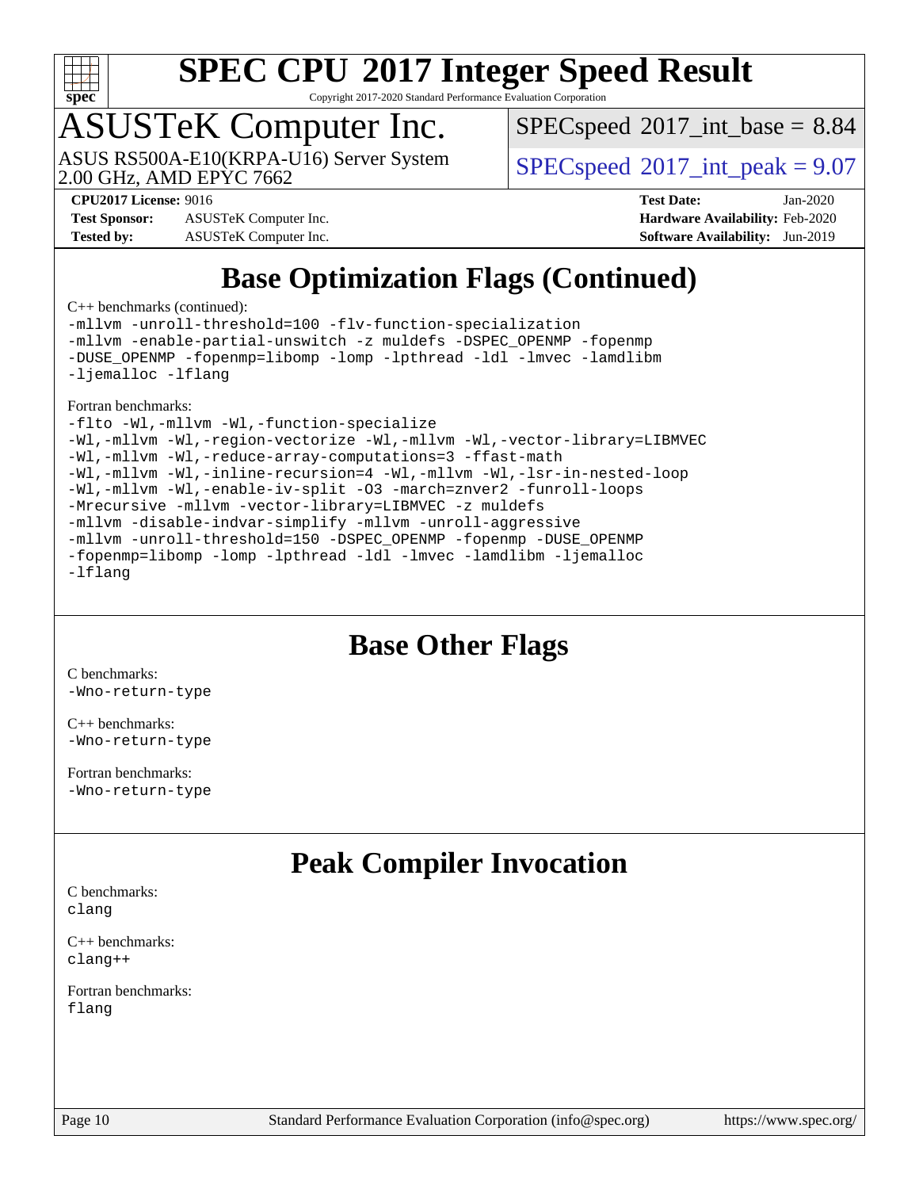# SPEC CPU 2017 Integer Speed Result

Copyright 2017-2020 Standard Performance Evaluation Corporation

## ASUSTeK Computer Inc.

ASUS RS500A-E10(KRPA-U16) Server System
2.00 GHz, AMD EPYC 7662

SPECspeed 2017_int_base = 8.84

SPECspeed 2017_int_peak = 9.07

**CPU2017 License:** 9016
**Test Sponsor:** ASUSTeK Computer Inc.
**Tested by:** ASUSTeK Computer Inc.

**Test Date:** Jan-2020
**Hardware Availability:** Feb-2020
**Software Availability:** Jun-2019

## Base Optimization Flags (Continued)

C++ benchmarks (continued):

```
-mllvm -unroll-threshold=100 -flv-function-specialization
-mllvm -enable-partial-unswitch -z muldefs -DSPEC_OPENMP -fopenmp
-DUSE_OPENMP -fopenmp=libomp -lomp -lpthread -ldl -lmvec -lamdlibm
-ljemalloc -lflang
```

Fortran benchmarks:

```
-flto -Wl,-mllvm -Wl,-function-specialize
-Wl,-mllvm -Wl,-region-vectorize -Wl,-mllvm -Wl,-vector-library=LIBMVEC
-Wl,-mllvm -Wl,-reduce-array-computations=3 -ffast-math
-Wl,-mllvm -Wl,-inline-recursion=4 -Wl,-mllvm -Wl,-lsr-in-nested-loop
-Wl,-mllvm -Wl,-enable-iv-split -O3 -march=znver2 -funroll-loops
-Mrecursive -mllvm -vector-library=LIBMVEC -z muldefs
-mllvm -disable-indvar-simplify -mllvm -unroll-aggressive
-mllvm -unroll-threshold=150 -DSPEC_OPENMP -fopenmp -DUSE_OPENMP
-fopenmp=libomp -lomp -lpthread -ldl -lmvec -lamdlibm -ljemalloc
-lflang
```

## Base Other Flags

C benchmarks:
```
-Wno-return-type
```

C++ benchmarks:
```
-Wno-return-type
```

Fortran benchmarks:
```
-Wno-return-type
```

## Peak Compiler Invocation

C benchmarks:
```
clang
```

C++ benchmarks:
```
clang++
```

Fortran benchmarks:
```
flang
```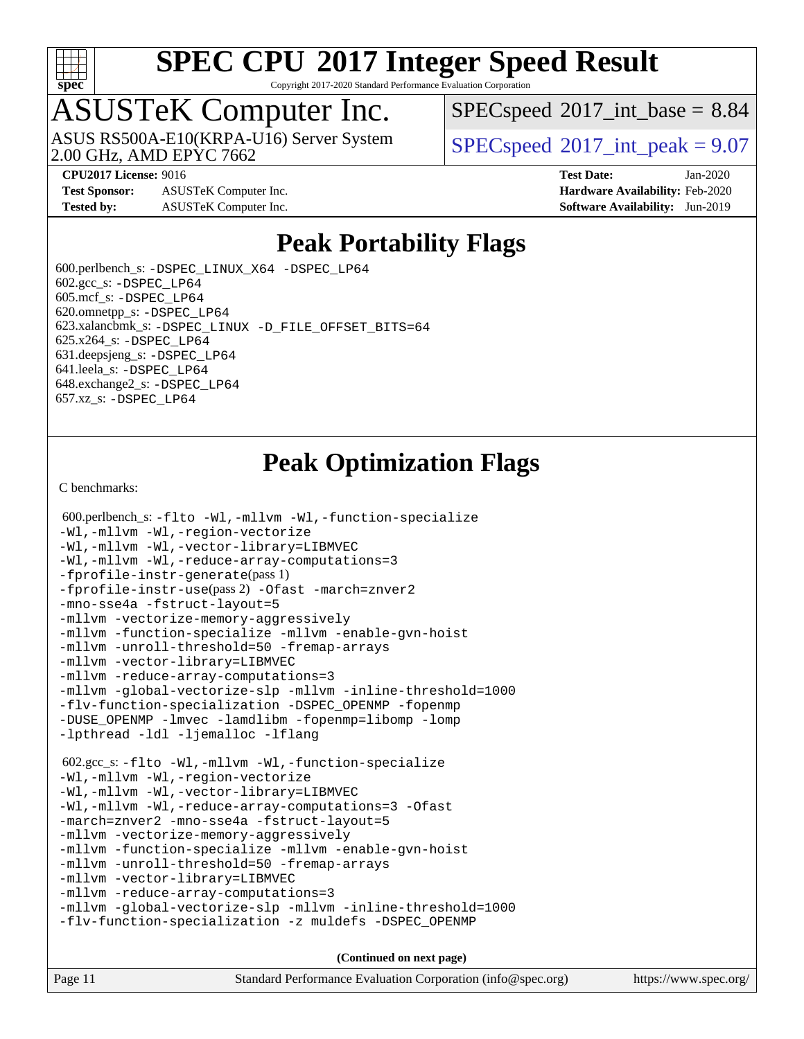# SPEC CPU 2017 Integer Speed Result

Copyright 2017-2020 Standard Performance Evaluation Corporation

## ASUSTeK Computer Inc.

ASUS RS500A-E10(KRPA-U16) Server System
2.00 GHz, AMD EPYC 7662

SPECspeed 2017_int_base = 8.84

SPECspeed 2017_int_peak = 9.07

**CPU2017 License:** 9016
**Test Sponsor:** ASUSTeK Computer Inc.
**Tested by:** ASUSTeK Computer Inc.

**Test Date:** Jan-2020
**Hardware Availability:** Feb-2020
**Software Availability:** Jun-2019

## Peak Portability Flags

600.perlbench_s: -DSPEC_LINUX_X64 -DSPEC_LP64
602.gcc_s: -DSPEC_LP64
605.mcf_s: -DSPEC_LP64
620.omnetpp_s: -DSPEC_LP64
623.xalancbmk_s: -DSPEC_LINUX -D_FILE_OFFSET_BITS=64
625.x264_s: -DSPEC_LP64
631.deepsjeng_s: -DSPEC_LP64
641.leela_s: -DSPEC_LP64
648.exchange2_s: -DSPEC_LP64
657.xz_s: -DSPEC_LP64

## Peak Optimization Flags

C benchmarks:

600.perlbench_s: -flto -Wl,-mllvm -Wl,-function-specialize -Wl,-mllvm -Wl,-region-vectorize -Wl,-mllvm -Wl,-vector-library=LIBMVEC -Wl,-mllvm -Wl,-reduce-array-computations=3 -fprofile-instr-generate(pass 1) -fprofile-instr-use(pass 2) -Ofast -march=znver2 -mno-sse4a -fstruct-layout=5 -mllvm -vectorize-memory-aggressively -mllvm -function-specialize -mllvm -enable-gvn-hoist -mllvm -unroll-threshold=50 -fremap-arrays -mllvm -vector-library=LIBMVEC -mllvm -reduce-array-computations=3 -mllvm -global-vectorize-slp -mllvm -inline-threshold=1000 -flv-function-specialization -DSPEC_OPENMP -fopenmp -DUSE_OPENMP -lmvec -lamdlibm -fopenmp=libomp -lomp -lpthread -ldl -ljemalloc -lflang

602.gcc_s: -flto -Wl,-mllvm -Wl,-function-specialize -Wl,-mllvm -Wl,-region-vectorize -Wl,-mllvm -Wl,-vector-library=LIBMVEC -Wl,-mllvm -Wl,-reduce-array-computations=3 -Ofast -march=znver2 -mno-sse4a -fstruct-layout=5 -mllvm -vectorize-memory-aggressively -mllvm -function-specialize -mllvm -enable-gvn-hoist -mllvm -unroll-threshold=50 -fremap-arrays -mllvm -vector-library=LIBMVEC -mllvm -reduce-array-computations=3 -mllvm -global-vectorize-slp -mllvm -inline-threshold=1000 -flv-function-specialization -z muldefs -DSPEC_OPENMP

(Continued on next page)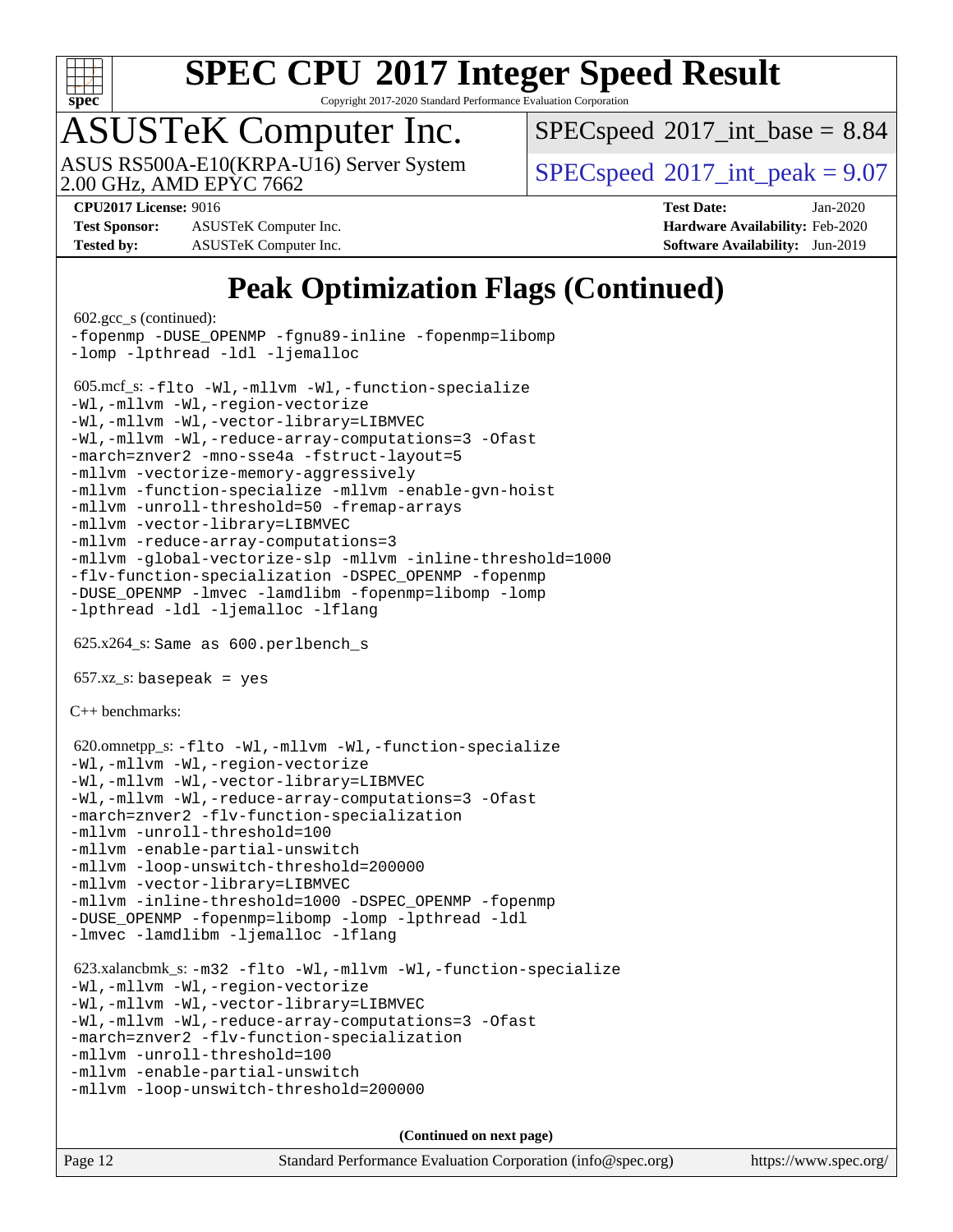# Peak Optimization Flags (Continued)

602.gcc_s (continued):

```
-fopenmp -DUSE_OPENMP -fgnu89-inline -fopenmp=libomp
-lomp -lpthread -ldl -ljemalloc
```

605.mcf_s:

```
-flto -Wl,-mllvm -Wl,-function-specialize
-Wl,-mllvm -Wl,-region-vectorize
-Wl,-mllvm -Wl,-vector-library=LIBMVEC
-Wl,-mllvm -Wl,-reduce-array-computations=3 -Ofast
-march=znver2 -mno-sse4a -fstruct-layout=5
-mllvm -vectorize-memory-aggressively
-mllvm -function-specialize -mllvm -enable-gvn-hoist
-mllvm -unroll-threshold=50 -fremap-arrays
-mllvm -vector-library=LIBMVEC
-mllvm -reduce-array-computations=3
-mllvm -global-vectorize-slp -mllvm -inline-threshold=1000
-flv-function-specialization -DSPEC_OPENMP -fopenmp
-DUSE_OPENMP -lmvec -lamdlibm -fopenmp=libomp -lomp
-lpthread -ldl -ljemalloc -lflang
```

625.x264_s: Same as 600.perlbench_s

657.xz_s: basepeak = yes

C++ benchmarks:

620.omnetpp_s:

```
-flto -Wl,-mllvm -Wl,-function-specialize
-Wl,-mllvm -Wl,-region-vectorize
-Wl,-mllvm -Wl,-vector-library=LIBMVEC
-Wl,-mllvm -Wl,-reduce-array-computations=3 -Ofast
-march=znver2 -flv-function-specialization
-mllvm -unroll-threshold=100
-mllvm -enable-partial-unswitch
-mllvm -loop-unswitch-threshold=200000
-mllvm -vector-library=LIBMVEC
-mllvm -inline-threshold=1000 -DSPEC_OPENMP -fopenmp
-DUSE_OPENMP -fopenmp=libomp -lomp -lpthread -ldl
-lmvec -lamdlibm -ljemalloc -lflang
```

623.xalancbmk_s:

```
-m32 -flto -Wl,-mllvm -Wl,-function-specialize
-Wl,-mllvm -Wl,-region-vectorize
-Wl,-mllvm -Wl,-vector-library=LIBMVEC
-Wl,-mllvm -Wl,-reduce-array-computations=3 -Ofast
-march=znver2 -flv-function-specialization
-mllvm -unroll-threshold=100
-mllvm -enable-partial-unswitch
-mllvm -loop-unswitch-threshold=200000
```

**(Continued on next page)**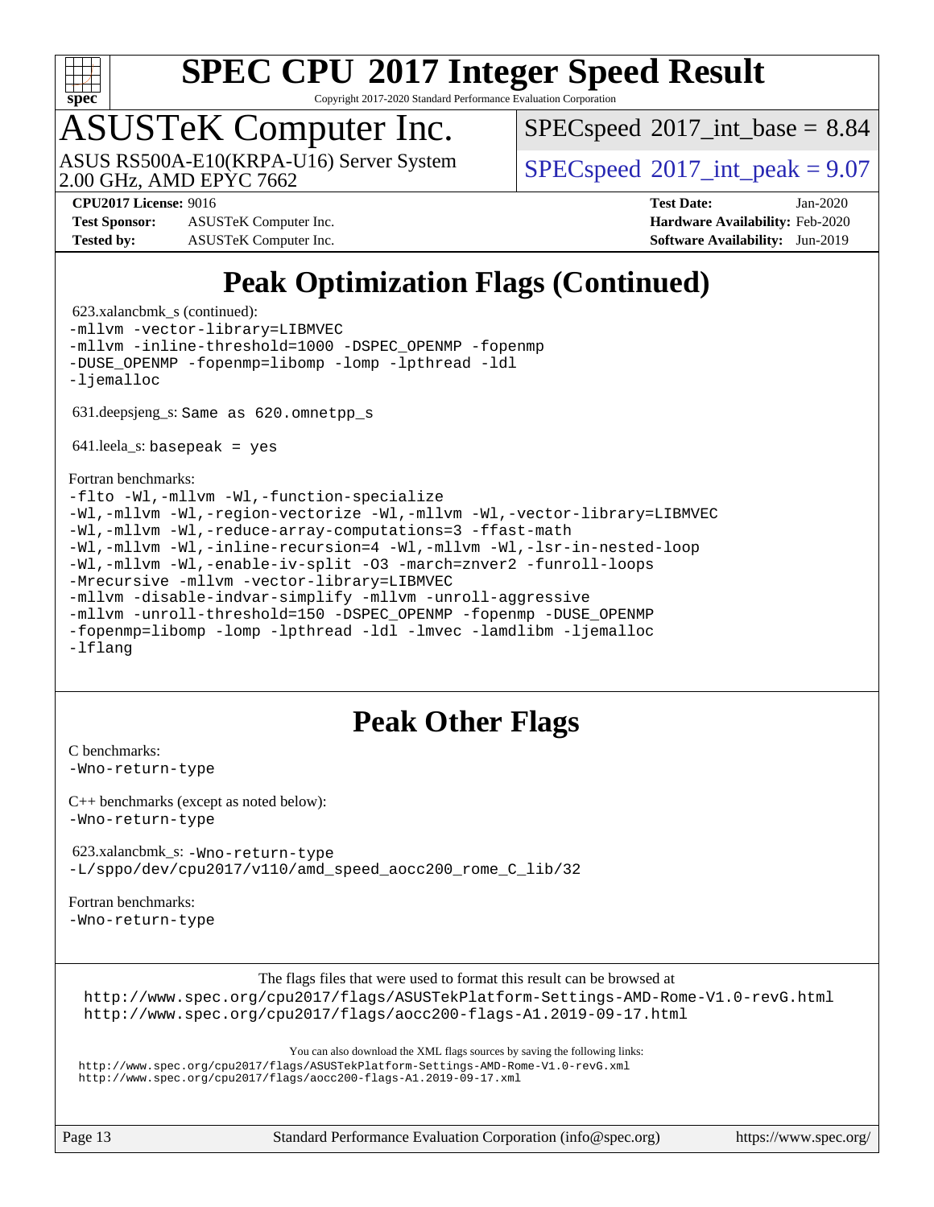# Peak Optimization Flags (Continued)

623.xalancbmk_s (continued):

```
-mllvm -vector-library=LIBMVEC
-mllvm -inline-threshold=1000 -DSPEC_OPENMP -fopenmp
-DUSE_OPENMP -fopenmp=libomp -lomp -lpthread -ldl
-ljemalloc
```

631.deepsjeng_s: `Same as 620.omnetpp_s`

641.leela_s: `basepeak = yes`

Fortran benchmarks:

```
-flto -Wl,-mllvm -Wl,-function-specialize
-Wl,-mllvm -Wl,-region-vectorize -Wl,-mllvm -Wl,-vector-library=LIBMVEC
-Wl,-mllvm -Wl,-reduce-array-computations=3 -ffast-math
-Wl,-mllvm -Wl,-inline-recursion=4 -Wl,-mllvm -Wl,-lsr-in-nested-loop
-Wl,-mllvm -Wl,-enable-iv-split -O3 -march=znver2 -funroll-loops
-Mrecursive -mllvm -vector-library=LIBMVEC
-mllvm -disable-indvar-simplify -mllvm -unroll-aggressive
-mllvm -unroll-threshold=150 -DSPEC_OPENMP -fopenmp -DUSE_OPENMP
-fopenmp=libomp -lomp -lpthread -ldl -lmvec -lamdlibm -ljemalloc
-lflang
```

# Peak Other Flags

C benchmarks:

```
-Wno-return-type
```

C++ benchmarks (except as noted below):

```
-Wno-return-type
```

623.xalancbmk_s: `-Wno-return-type`

```
-L/sppo/dev/cpu2017/v110/amd_speed_aocc200_rome_C_lib/32
```

Fortran benchmarks:

```
-Wno-return-type
```

The flags files that were used to format this result can be browsed at

http://www.spec.org/cpu2017/flags/ASUSTekPlatform-Settings-AMD-Rome-V1.0-revG.html
http://www.spec.org/cpu2017/flags/aocc200-flags-A1.2019-09-17.html

You can also download the XML flags sources by saving the following links:

http://www.spec.org/cpu2017/flags/ASUSTekPlatform-Settings-AMD-Rome-V1.0-revG.xml
http://www.spec.org/cpu2017/flags/aocc200-flags-A1.2019-09-17.xml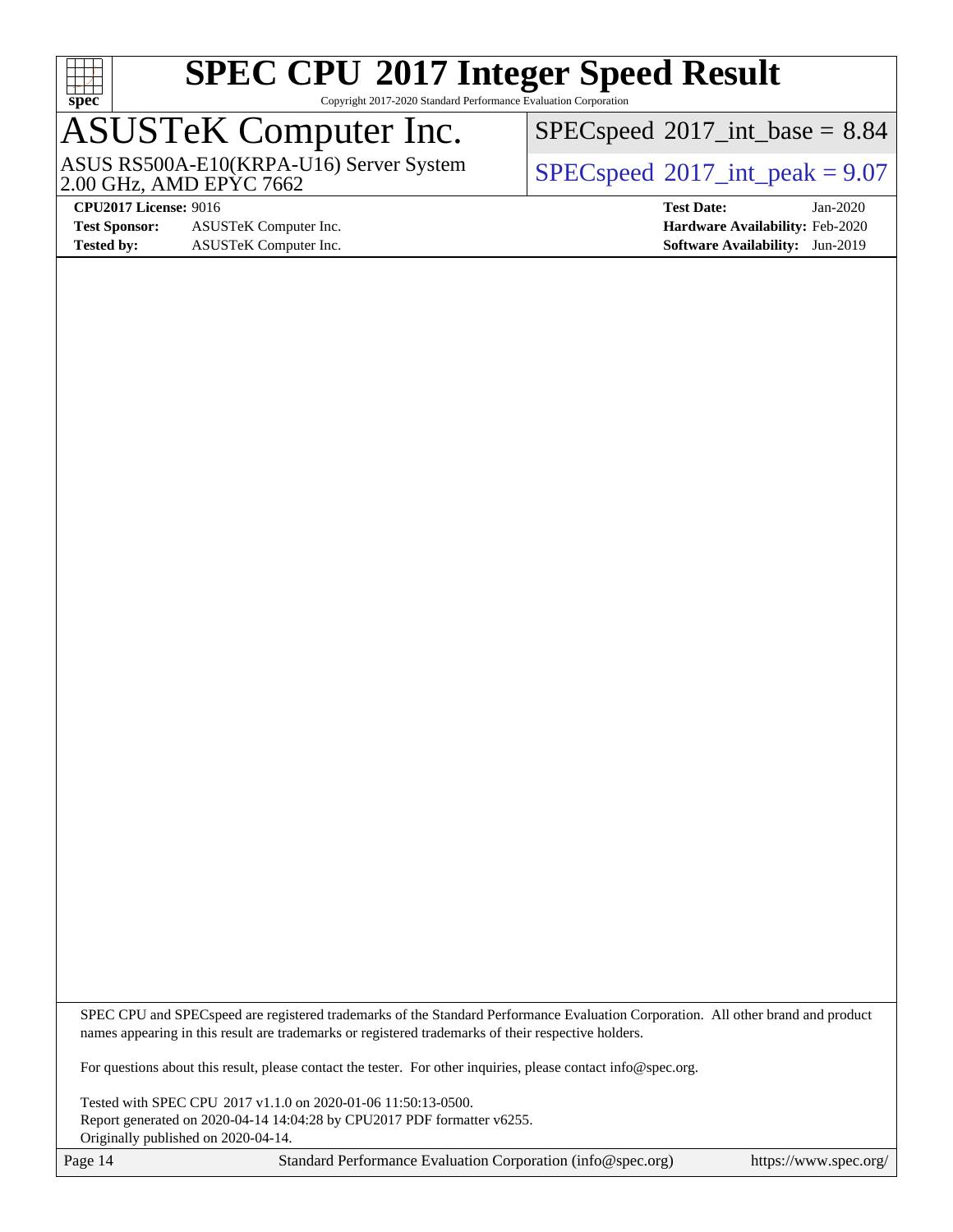SPEC CPU and SPECspeed are registered trademarks of the Standard Performance Evaluation Corporation. All other brand and product names appearing in this result are trademarks or registered trademarks of their respective holders.

For questions about this result, please contact the tester. For other inquiries, please contact info@spec.org.

Tested with SPEC CPU 2017 v1.1.0 on 2020-01-06 11:50:13-0500.
Report generated on 2020-04-14 14:04:28 by CPU2017 PDF formatter v6255.
Originally published on 2020-04-14.